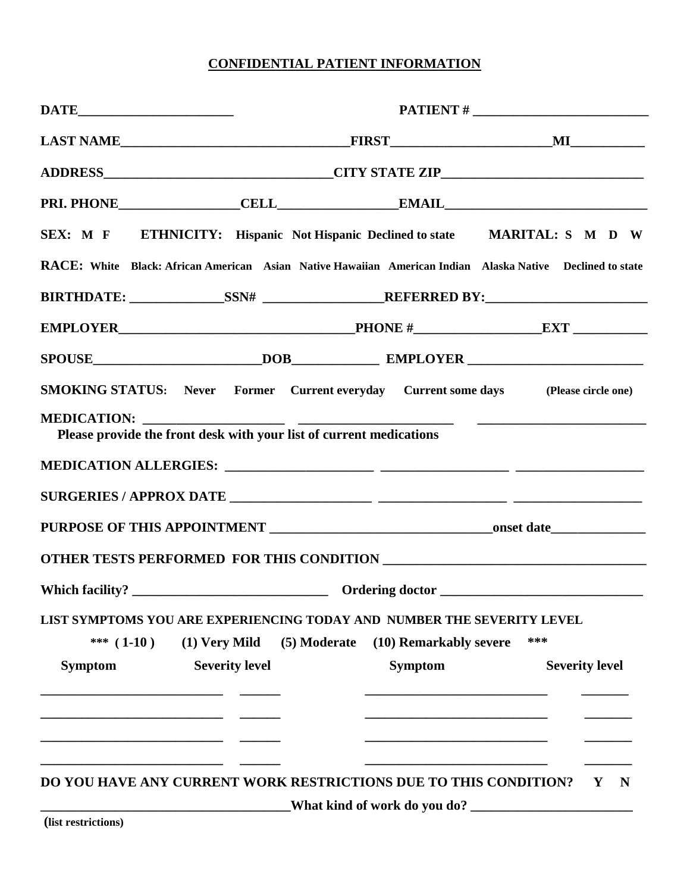**CONFIDENTIAL PATIENT INFORMATION**

**DATE**_______________________ **PATIENT #** _________________________

**LAST NAME**________________________________**FIRST**______________________**MI**__________

**ADDRESS**________________________________**CITY STATE ZIP**____________________________

**PRI. PHONE**________________**CELL**________________**EMAIL**____________________________

**SEX: M F ETHNICITY: Hispanic Not Hispanic Declined to state MARITAL: S M D W**

**RACE: White Black: African American Asian Native Hawaiian American Indian Alaska Native Declined to state**

**BIRTHDATE:** _____________**SSN#** _________________**REFERRED BY:**______________________

**EMPLOYER**________________________________**PHONE #**_________________**EXT** __________

**SPOUSE**_______________________**DOB**____________ **EMPLOYER** ________________________

**SMOKING STATUS: Never Former Current everyday Current some days (Please circle one)**

**MEDICATION:** ___________________ ______________________ ________________________

**Please provide the front desk with your list of current medications**

**MEDICATION ALLERGIES:** ____________________ _________________ _________________

**SURGERIES / APPROX DATE** ___________________ _________________ _________________

**PURPOSE OF THIS APPOINTMENT** ______________________________**onset date**_____________

**OTHER TESTS PERFORMED FOR THIS CONDITION** ___________________________________

**Which facility?** ___________________________ **Ordering doctor** ____________________________

**LIST SYMPTOMS YOU ARE EXPERIENCING TODAY AND NUMBER THE SEVERITY LEVEL**

**\*\*\* ( 1-10 ) (1) Very Mild (5) Moderate (10) Remarkably severe \*\*\***

| Symptom | Severity level | Symptom | Severity level |
| --- | --- | --- | --- |
| ______________________ | ______ | ______________________ | _______ |
| ______________________ | ______ | ______________________ | _______ |
| ______________________ | ______ | ______________________ | _______ |
| ______________________ | ______ | ______________________ | _______ |

**DO YOU HAVE ANY CURRENT WORK RESTRICTIONS DUE TO THIS CONDITION? Y N**

__________________________________**What kind of work do you do?** ______________________

**(list restrictions)**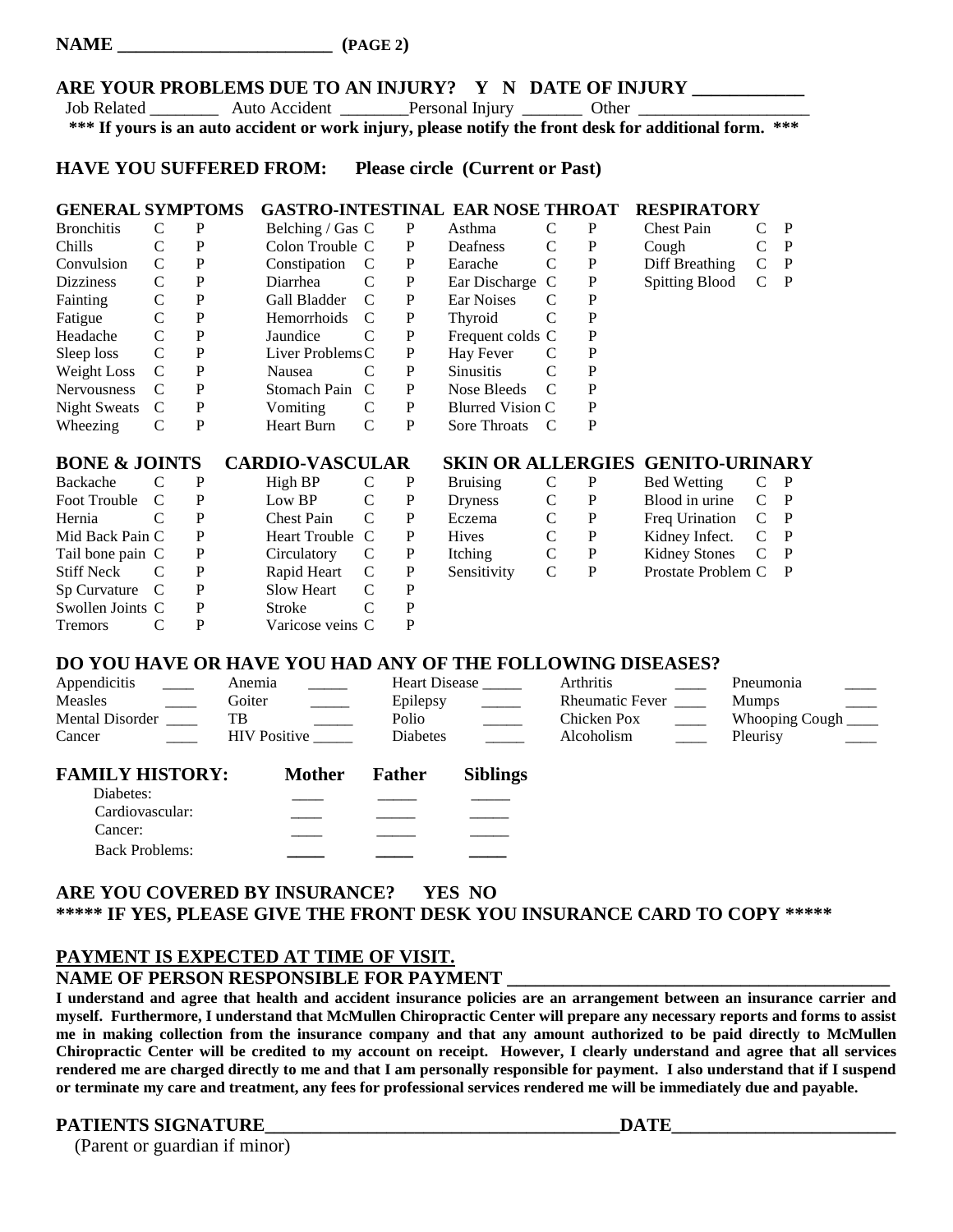**NAME ______________________ (PAGE 2)**

**ARE YOUR PROBLEMS DUE TO AN INJURY? Y N DATE OF INJURY ___________**

Job Related ________ Auto Accident ________Personal Injury _______ Other ___________________

**\*\*\* If yours is an auto accident or work injury, please notify the front desk for additional form. \*\*\***

**HAVE YOU SUFFERED FROM: Please circle (Current or Past)**

| **GENERAL SYMPTOMS** | | | **GASTRO-INTESTINAL** | | | **EAR NOSE THROAT** | | | **RESPIRATORY** | | |
|---|---|---|---|---|---|---|---|---|---|---|---|
| Bronchitis | C | P | Belching / Gas | C | P | Asthma | C | P | Chest Pain | C | P |
| Chills | C | P | Colon Trouble | C | P | Deafness | C | P | Cough | C | P |
| Convulsion | C | P | Constipation | C | P | Earache | C | P | Diff Breathing | C | P |
| Dizziness | C | P | Diarrhea | C | P | Ear Discharge | C | P | Spitting Blood | C | P |
| Fainting | C | P | Gall Bladder | C | P | Ear Noises | C | P | | | |
| Fatigue | C | P | Hemorrhoids | C | P | Thyroid | C | P | | | |
| Headache | C | P | Jaundice | C | P | Frequent colds | C | P | | | |
| Sleep loss | C | P | Liver Problems | C | P | Hay Fever | C | P | | | |
| Weight Loss | C | P | Nausea | C | P | Sinusitis | C | P | | | |
| Nervousness | C | P | Stomach Pain | C | P | Nose Bleeds | C | P | | | |
| Night Sweats | C | P | Vomiting | C | P | Blurred Vision | C | P | | | |
| Wheezing | C | P | Heart Burn | C | P | Sore Throats | C | P | | | |

| **BONE & JOINTS** | | | **CARDIO-VASCULAR** | | | **SKIN OR ALLERGIES** | | | **GENITO-URINARY** | | |
|---|---|---|---|---|---|---|---|---|---|---|---|
| Backache | C | P | High BP | C | P | Bruising | C | P | Bed Wetting | C | P |
| Foot Trouble | C | P | Low BP | C | P | Dryness | C | P | Blood in urine | C | P |
| Hernia | C | P | Chest Pain | C | P | Eczema | C | P | Freq Urination | C | P |
| Mid Back Pain | C | P | Heart Trouble | C | P | Hives | C | P | Kidney Infect. | C | P |
| Tail bone pain | C | P | Circulatory | C | P | Itching | C | P | Kidney Stones | C | P |
| Stiff Neck | C | P | Rapid Heart | C | P | Sensitivity | C | P | Prostate Problem | C | P |
| Sp Curvature | C | P | Slow Heart | C | P | | | | | | |
| Swollen Joints | C | P | Stroke | C | P | | | | | | |
| Tremors | C | P | Varicose veins | C | P | | | | | | |

**DO YOU HAVE OR HAVE YOU HAD ANY OF THE FOLLOWING DISEASES?**

| | | | | | | | | | |
|---|---|---|---|---|---|---|---|---|---|
| Appendicitis | ____ | Anemia | _____ | Heart Disease | _____ | Arthritis | ____ | Pneumonia | ____ |
| Measles | ____ | Goiter | _____ | Epilepsy | _____ | Rheumatic Fever | ____ | Mumps | ____ |
| Mental Disorder | ____ | TB | _____ | Polio | _____ | Chicken Pox | ____ | Whooping Cough | ____ |
| Cancer | ____ | HIV Positive | _____ | Diabetes | _____ | Alcoholism | ____ | Pleurisy | ____ |

| **FAMILY HISTORY:** | **Mother** | **Father** | **Siblings** |
|---|---|---|---|
| Diabetes: | ____ | _____ | _____ |
| Cardiovascular: | ____ | _____ | _____ |
| Cancer: | ____ | _____ | _____ |
| Back Problems: | ____ | _____ | _____ |

**ARE YOU COVERED BY INSURANCE? YES NO**

**\*\*\*\*\* IF YES, PLEASE GIVE THE FRONT DESK YOU INSURANCE CARD TO COPY \*\*\*\*\***

**PAYMENT IS EXPECTED AT TIME OF VISIT.**

**NAME OF PERSON RESPONSIBLE FOR PAYMENT ________________________________________**

**I understand and agree that health and accident insurance policies are an arrangement between an insurance carrier and myself. Furthermore, I understand that McMullen Chiropractic Center will prepare any necessary reports and forms to assist me in making collection from the insurance company and that any amount authorized to be paid directly to McMullen Chiropractic Center will be credited to my account on receipt. However, I clearly understand and agree that all services rendered me are charged directly to me and that I am personally responsible for payment. I also understand that if I suspend or terminate my care and treatment, any fees for professional services rendered me will be immediately due and payable.**

**PATIENTS SIGNATURE_____________________________________DATE_______________________**

(Parent or guardian if minor)